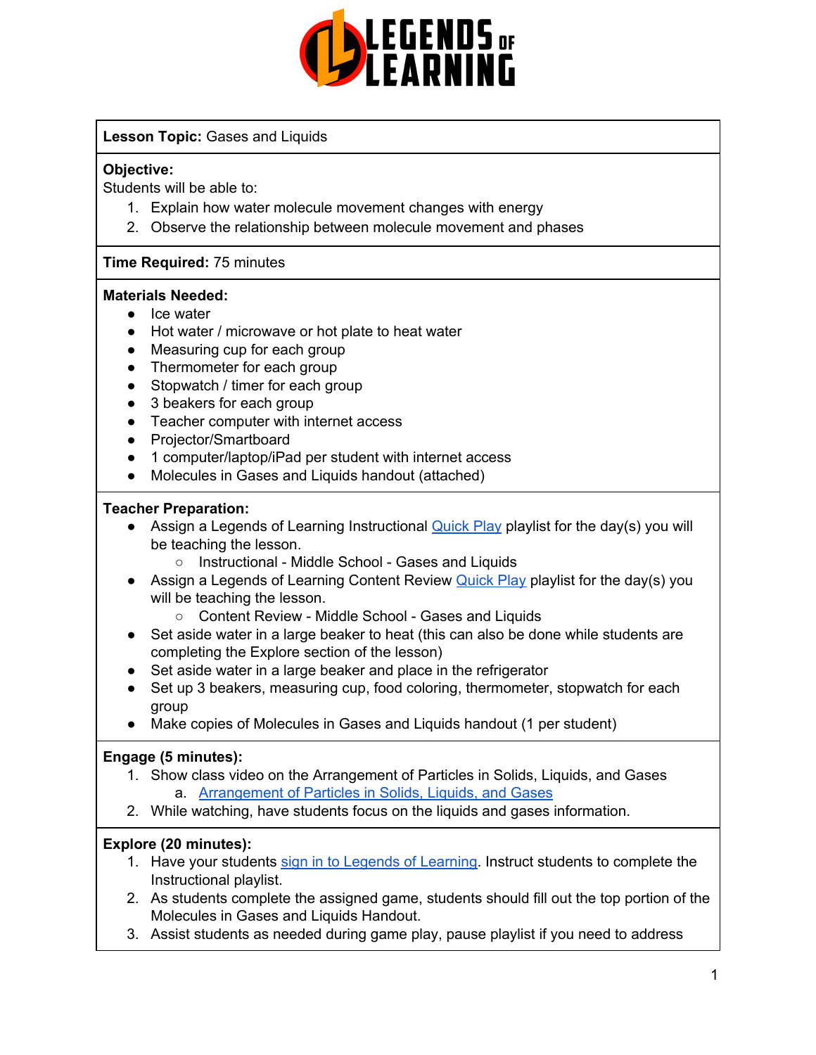**Lesson Topic:** Gases and Liquids

**Objective:**
Students will be able to:

1. Explain how water molecule movement changes with energy
2. Observe the relationship between molecule movement and phases

**Time Required:** 75 minutes

**Materials Needed:**

- Ice water
- Hot water / microwave or hot plate to heat water
- Measuring cup for each group
- Thermometer for each group
- Stopwatch / timer for each group
- 3 beakers for each group
- Teacher computer with internet access
- Projector/Smartboard
- 1 computer/laptop/iPad per student with internet access
- Molecules in Gases and Liquids handout (attached)

**Teacher Preparation:**

- Assign a Legends of Learning Instructional Quick Play playlist for the day(s) you will be teaching the lesson.
  - Instructional - Middle School - Gases and Liquids
- Assign a Legends of Learning Content Review Quick Play playlist for the day(s) you will be teaching the lesson.
  - Content Review - Middle School - Gases and Liquids
- Set aside water in a large beaker to heat (this can also be done while students are completing the Explore section of the lesson)
- Set aside water in a large beaker and place in the refrigerator
- Set up 3 beakers, measuring cup, food coloring, thermometer, stopwatch for each group
- Make copies of Molecules in Gases and Liquids handout (1 per student)

**Engage (5 minutes):**

1. Show class video on the Arrangement of Particles in Solids, Liquids, and Gases
   a. Arrangement of Particles in Solids, Liquids, and Gases
2. While watching, have students focus on the liquids and gases information.

**Explore (20 minutes):**

1. Have your students sign in to Legends of Learning. Instruct students to complete the Instructional playlist.
2. As students complete the assigned game, students should fill out the top portion of the Molecules in Gases and Liquids Handout.
3. Assist students as needed during game play, pause playlist if you need to address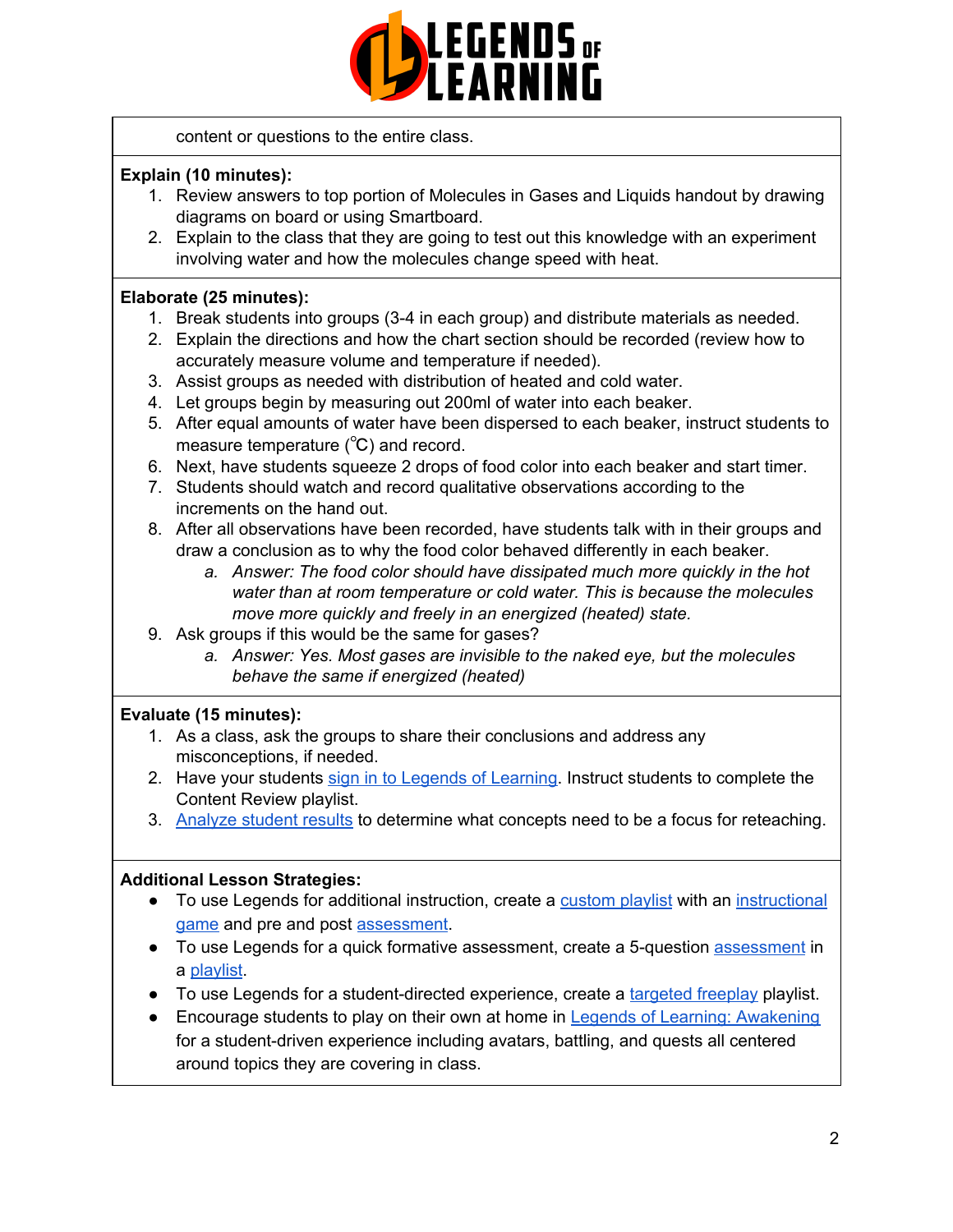content or questions to the entire class.

**Explain (10 minutes):**

1. Review answers to top portion of Molecules in Gases and Liquids handout by drawing diagrams on board or using Smartboard.
2. Explain to the class that they are going to test out this knowledge with an experiment involving water and how the molecules change speed with heat.

**Elaborate (25 minutes):**

1. Break students into groups (3-4 in each group) and distribute materials as needed.
2. Explain the directions and how the chart section should be recorded (review how to accurately measure volume and temperature if needed).
3. Assist groups as needed with distribution of heated and cold water.
4. Let groups begin by measuring out 200ml of water into each beaker.
5. After equal amounts of water have been dispersed to each beaker, instruct students to measure temperature (℃) and record.
6. Next, have students squeeze 2 drops of food color into each beaker and start timer.
7. Students should watch and record qualitative observations according to the increments on the hand out.
8. After all observations have been recorded, have students talk with in their groups and draw a conclusion as to why the food color behaved differently in each beaker.
   a. *Answer: The food color should have dissipated much more quickly in the hot water than at room temperature or cold water. This is because the molecules move more quickly and freely in an energized (heated) state.*
9. Ask groups if this would be the same for gases?
   a. *Answer: Yes. Most gases are invisible to the naked eye, but the molecules behave the same if energized (heated)*

**Evaluate (15 minutes):**

1. As a class, ask the groups to share their conclusions and address any misconceptions, if needed.
2. Have your students sign in to Legends of Learning. Instruct students to complete the Content Review playlist.
3. Analyze student results to determine what concepts need to be a focus for reteaching.

**Additional Lesson Strategies:**

- To use Legends for additional instruction, create a custom playlist with an instructional game and pre and post assessment.
- To use Legends for a quick formative assessment, create a 5-question assessment in a playlist.
- To use Legends for a student-directed experience, create a targeted freeplay playlist.
- Encourage students to play on their own at home in Legends of Learning: Awakening for a student-driven experience including avatars, battling, and quests all centered around topics they are covering in class.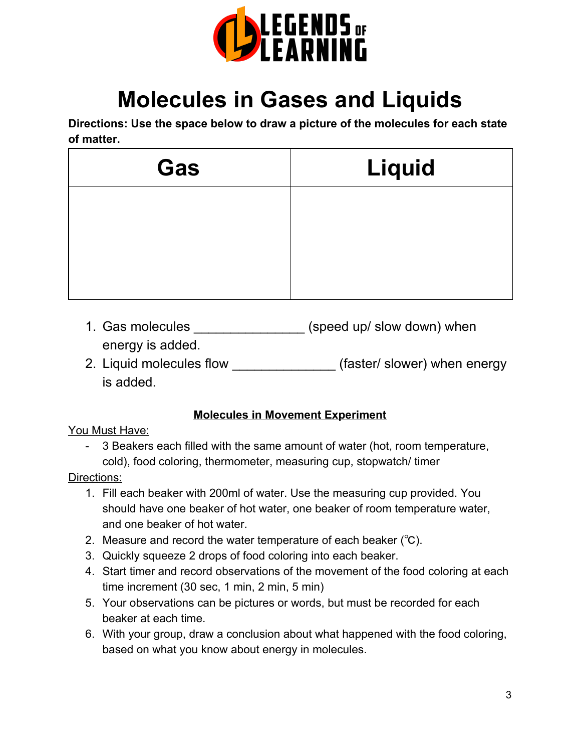# Molecules in Gases and Liquids

**Directions: Use the space below to draw a picture of the molecules for each state of matter.**

| Gas | Liquid |
| --- | --- |
| | |

1. Gas molecules _______________ (speed up/ slow down) when energy is added.
2. Liquid molecules flow ______________ (faster/ slower) when energy is added.

**<u>Molecules in Movement Experiment</u>**

<u>You Must Have:</u>

- 3 Beakers each filled with the same amount of water (hot, room temperature, cold), food coloring, thermometer, measuring cup, stopwatch/ timer

<u>Directions:</u>

1. Fill each beaker with 200ml of water. Use the measuring cup provided. You should have one beaker of hot water, one beaker of room temperature water, and one beaker of hot water.
2. Measure and record the water temperature of each beaker (℃).
3. Quickly squeeze 2 drops of food coloring into each beaker.
4. Start timer and record observations of the movement of the food coloring at each time increment (30 sec, 1 min, 2 min, 5 min)
5. Your observations can be pictures or words, but must be recorded for each beaker at each time.
6. With your group, draw a conclusion about what happened with the food coloring, based on what you know about energy in molecules.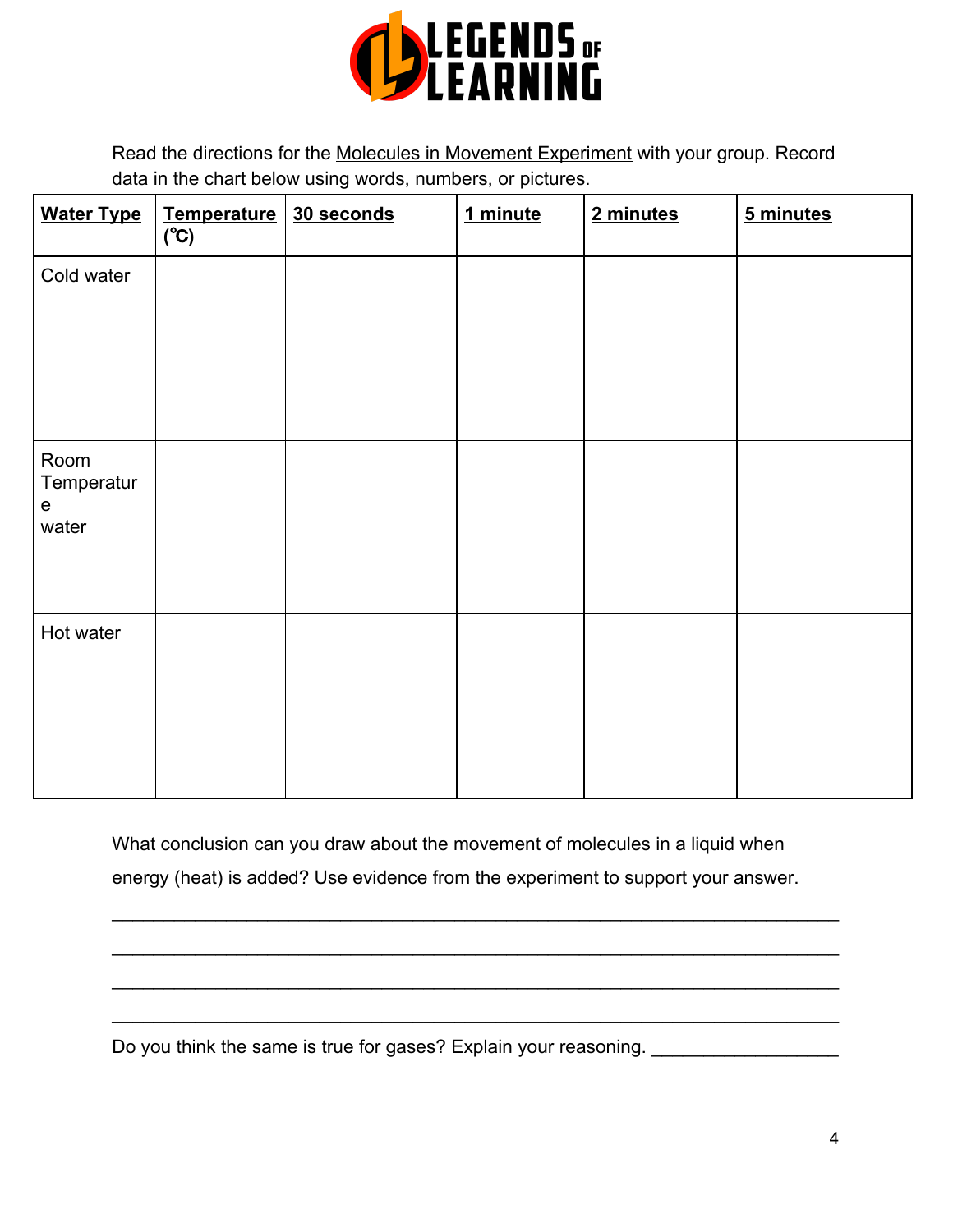Read the directions for the Molecules in Movement Experiment with your group. Record data in the chart below using words, numbers, or pictures.

| **Water Type** | **Temperature (℃)** | **30 seconds** | **1 minute** | **2 minutes** | **5 minutes** |
|---|---|---|---|---|---|
| Cold water | | | | | |
| Room Temperature water | | | | | |
| Hot water | | | | | |

What conclusion can you draw about the movement of molecules in a liquid when energy (heat) is added? Use evidence from the experiment to support your answer.

_______________________________________________________________

_______________________________________________________________

_______________________________________________________________

_______________________________________________________________

Do you think the same is true for gases? Explain your reasoning. _________________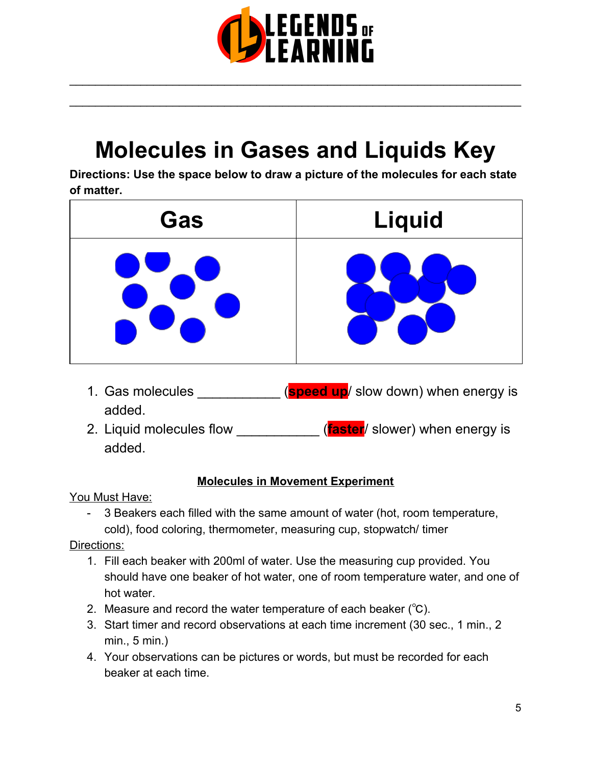# Molecules in Gases and Liquids Key

**Directions: Use the space below to draw a picture of the molecules for each state of matter.**

| Gas | Liquid |
|---|---|
| | |

1. Gas molecules ___________ (**speed up**/ slow down) when energy is added.
2. Liquid molecules flow ___________ (**faster**/ slower) when energy is added.

**Molecules in Movement Experiment**

You Must Have:

- 3 Beakers each filled with the same amount of water (hot, room temperature, cold), food coloring, thermometer, measuring cup, stopwatch/ timer

Directions:

1. Fill each beaker with 200ml of water. Use the measuring cup provided. You should have one beaker of hot water, one of room temperature water, and one of hot water.
2. Measure and record the water temperature of each beaker (℃).
3. Start timer and record observations at each time increment (30 sec., 1 min., 2 min., 5 min.)
4. Your observations can be pictures or words, but must be recorded for each beaker at each time.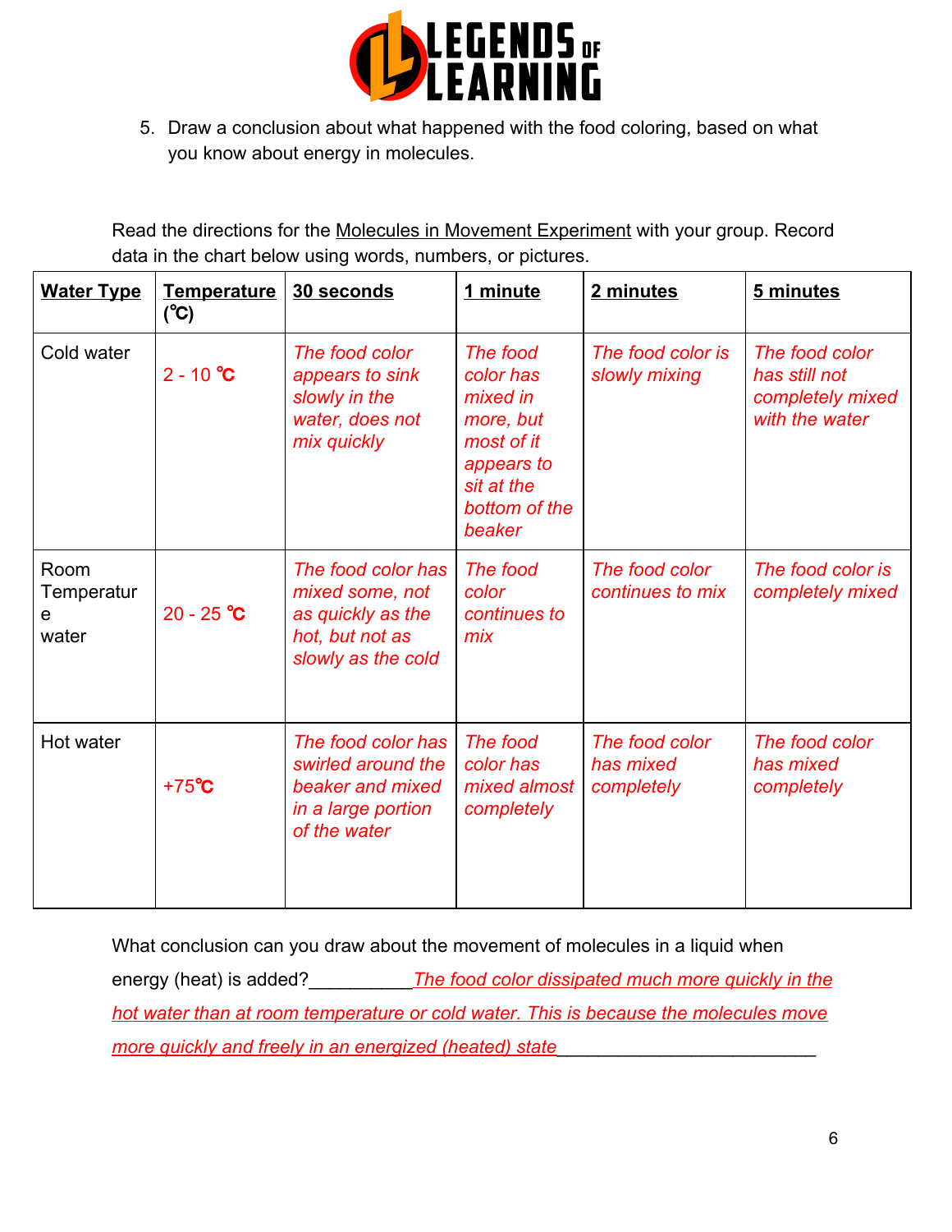5. Draw a conclusion about what happened with the food coloring, based on what you know about energy in molecules.

Read the directions for the Molecules in Movement Experiment with your group. Record data in the chart below using words, numbers, or pictures.

| **Water Type** | **Temperature (℃)** | **30 seconds** | **1 minute** | **2 minutes** | **5 minutes** |
|---|---|---|---|---|---|
| Cold water | 2 - 10 ℃ | *The food color appears to sink slowly in the water, does not mix quickly* | *The food color has mixed in more, but most of it appears to sit at the bottom of the beaker* | *The food color is slowly mixing* | *The food color has still not completely mixed with the water* |
| Room Temperature water | 20 - 25 ℃ | *The food color has mixed some, not as quickly as the hot, but not as slowly as the cold* | *The food color continues to mix* | *The food color continues to mix* | *The food color is completely mixed* |
| Hot water | +75℃ | *The food color has swirled around the beaker and mixed in a large portion of the water* | *The food color has mixed almost completely* | *The food color has mixed completely* | *The food color has mixed completely* |

What conclusion can you draw about the movement of molecules in a liquid when energy (heat) is added?__________*The food color dissipated much more quickly in the hot water than at room temperature or cold water. This is because the molecules move more quickly and freely in an energized (heated) state*_________________________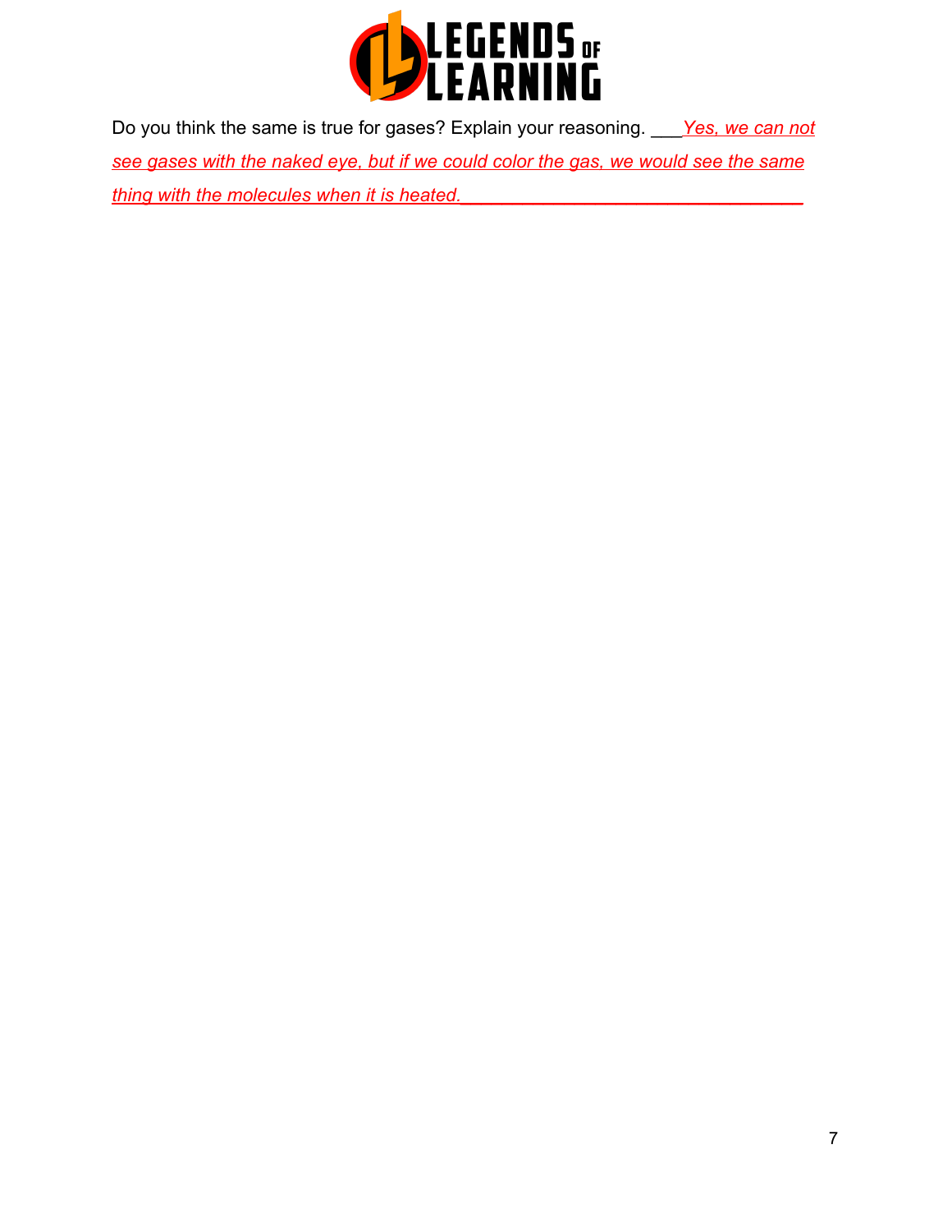Do you think the same is true for gases? Explain your reasoning. ___*Yes, we can not see gases with the naked eye, but if we could color the gas, we would see the same thing with the molecules when it is heated.*___